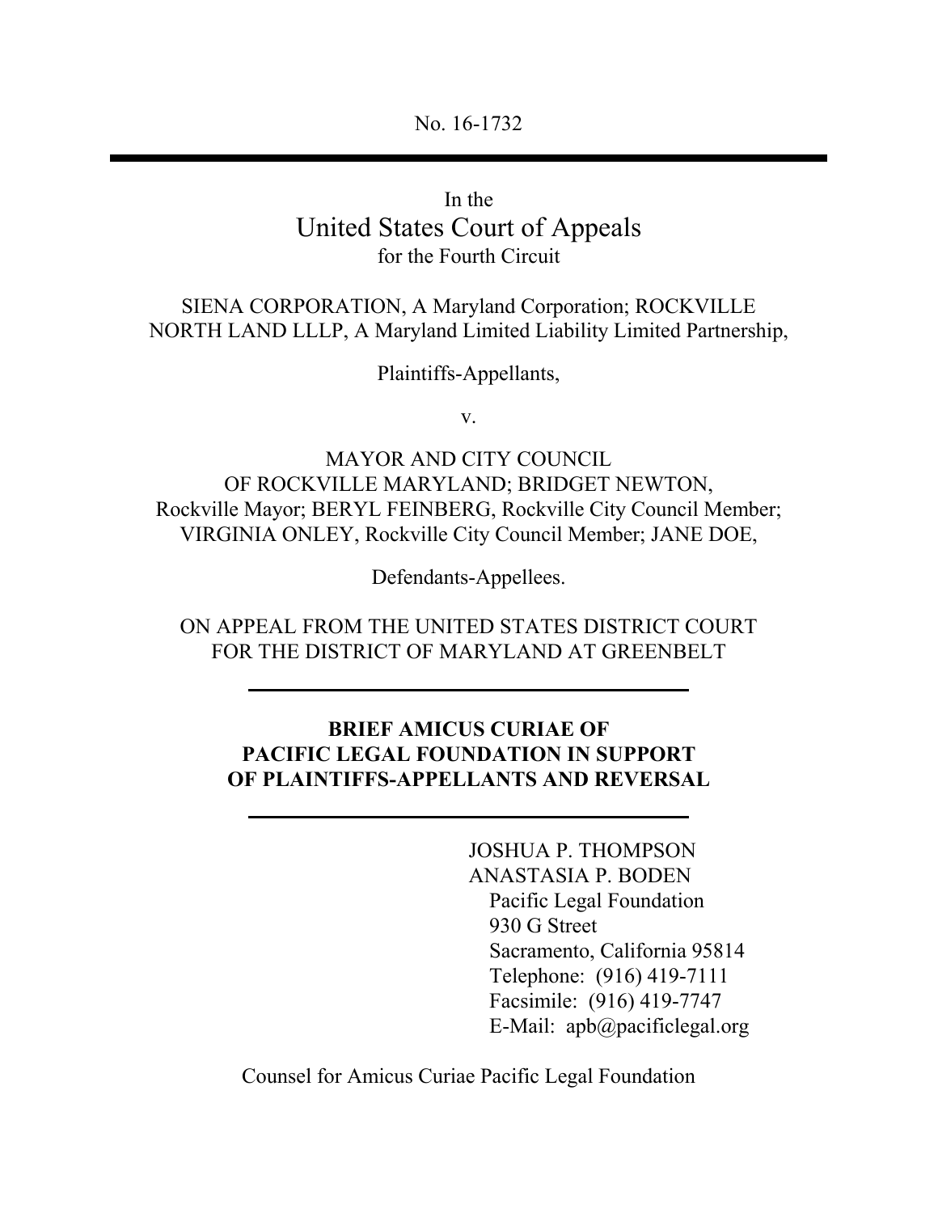No. 16-1732

---

In the
# United States Court of Appeals
for the Fourth Circuit

SIENA CORPORATION, A Maryland Corporation; ROCKVILLE NORTH LAND LLLP, A Maryland Limited Liability Limited Partnership,

Plaintiffs-Appellants,

v.

MAYOR AND CITY COUNCIL OF ROCKVILLE MARYLAND; BRIDGET NEWTON, Rockville Mayor; BERYL FEINBERG, Rockville City Council Member; VIRGINIA ONLEY, Rockville City Council Member; JANE DOE,

Defendants-Appellees.

ON APPEAL FROM THE UNITED STATES DISTRICT COURT FOR THE DISTRICT OF MARYLAND AT GREENBELT

---

**BRIEF AMICUS CURIAE OF PACIFIC LEGAL FOUNDATION IN SUPPORT OF PLAINTIFFS-APPELLANTS AND REVERSAL**

---

JOSHUA P. THOMPSON
ANASTASIA P. BODEN
Pacific Legal Foundation
930 G Street
Sacramento, California 95814
Telephone: (916) 419-7111
Facsimile: (916) 419-7747
E-Mail: apb@pacificlegal.org

Counsel for Amicus Curiae Pacific Legal Foundation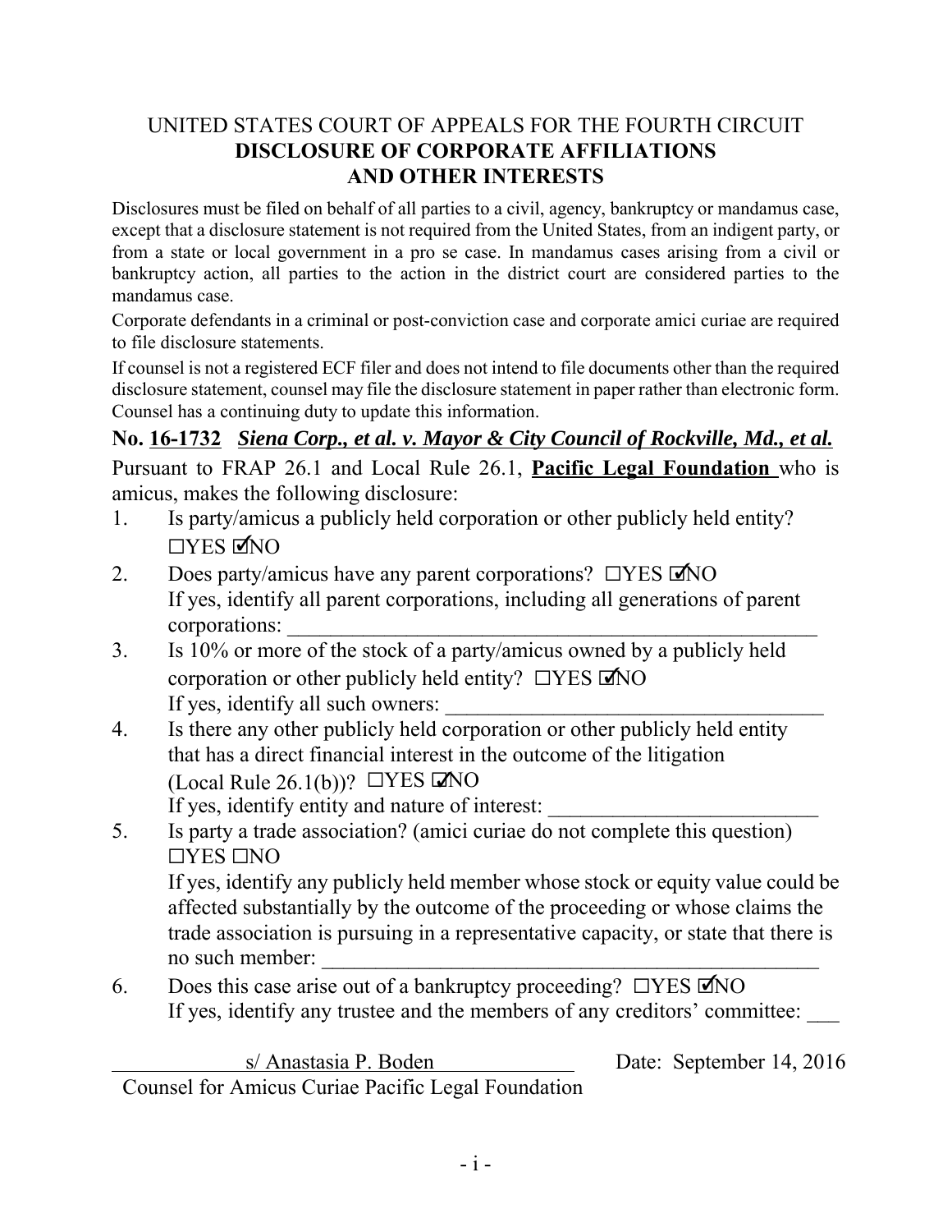UNITED STATES COURT OF APPEALS FOR THE FOURTH CIRCUIT
**DISCLOSURE OF CORPORATE AFFILIATIONS**
**AND OTHER INTERESTS**

Disclosures must be filed on behalf of all parties to a civil, agency, bankruptcy or mandamus case, except that a disclosure statement is not required from the United States, from an indigent party, or from a state or local government in a pro se case. In mandamus cases arising from a civil or bankruptcy action, all parties to the action in the district court are considered parties to the mandamus case.

Corporate defendants in a criminal or post-conviction case and corporate amici curiae are required to file disclosure statements.

If counsel is not a registered ECF filer and does not intend to file documents other than the required disclosure statement, counsel may file the disclosure statement in paper rather than electronic form. Counsel has a continuing duty to update this information.

**No. 16-1732** ***Siena Corp., et al. v. Mayor & City Council of Rockville, Md., et al.***

Pursuant to FRAP 26.1 and Local Rule 26.1, **Pacific Legal Foundation** who is amicus, makes the following disclosure:

1. Is party/amicus a publicly held corporation or other publicly held entity?
   ☐YES ☑NO
2. Does party/amicus have any parent corporations? ☐YES ☑NO
   If yes, identify all parent corporations, including all generations of parent corporations: \_\_\_\_\_\_\_\_\_\_\_\_\_\_\_\_\_\_\_\_\_\_\_\_\_\_\_\_\_\_\_\_\_\_\_\_\_\_\_\_\_\_\_\_
3. Is 10% or more of the stock of a party/amicus owned by a publicly held corporation or other publicly held entity? ☐YES ☑NO
   If yes, identify all such owners: \_\_\_\_\_\_\_\_\_\_\_\_\_\_\_\_\_\_\_\_\_\_\_\_\_\_\_\_\_\_\_\_
4. Is there any other publicly held corporation or other publicly held entity that has a direct financial interest in the outcome of the litigation (Local Rule 26.1(b))? ☐YES ☑NO
   If yes, identify entity and nature of interest: \_\_\_\_\_\_\_\_\_\_\_\_\_\_\_\_\_\_\_\_\_\_\_\_
5. Is party a trade association? (amici curiae do not complete this question)
   ☐YES ☐NO
   If yes, identify any publicly held member whose stock or equity value could be affected substantially by the outcome of the proceeding or whose claims the trade association is pursuing in a representative capacity, or state that there is no such member: \_\_\_\_\_\_\_\_\_\_\_\_\_\_\_\_\_\_\_\_\_\_\_\_\_\_\_\_\_\_\_\_\_\_\_\_\_\_\_\_\_\_
6. Does this case arise out of a bankruptcy proceeding? ☐YES ☑NO
   If yes, identify any trustee and the members of any creditors' committee: \_\_\_

s/ Anastasia P. Boden
Counsel for Amicus Curiae Pacific Legal Foundation

Date: September 14, 2016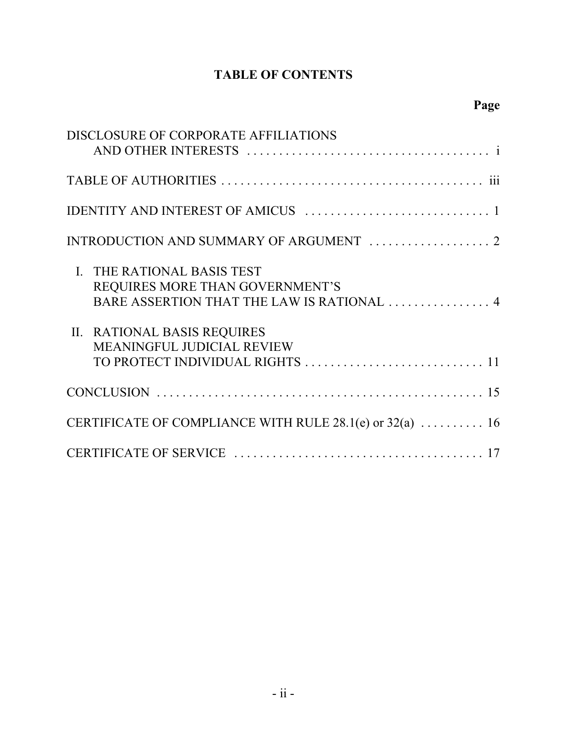# TABLE OF CONTENTS

| | Page |
|---|---|
| DISCLOSURE OF CORPORATE AFFILIATIONS AND OTHER INTERESTS | i |
| TABLE OF AUTHORITIES | iii |
| IDENTITY AND INTEREST OF AMICUS | 1 |
| INTRODUCTION AND SUMMARY OF ARGUMENT | 2 |
| I. THE RATIONAL BASIS TEST REQUIRES MORE THAN GOVERNMENT'S BARE ASSERTION THAT THE LAW IS RATIONAL | 4 |
| II. RATIONAL BASIS REQUIRES MEANINGFUL JUDICIAL REVIEW TO PROTECT INDIVIDUAL RIGHTS | 11 |
| CONCLUSION | 15 |
| CERTIFICATE OF COMPLIANCE WITH RULE 28.1(e) or 32(a) | 16 |
| CERTIFICATE OF SERVICE | 17 |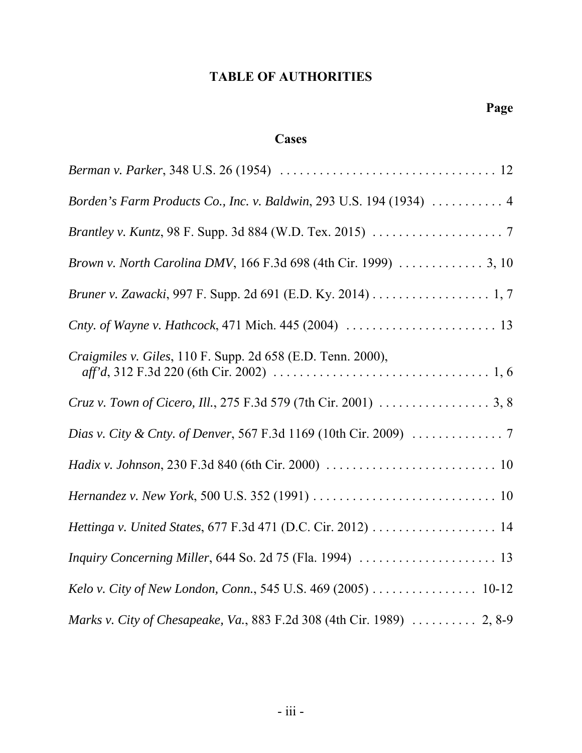# TABLE OF AUTHORITIES

**Page**

## Cases

*Berman v. Parker*, 348 U.S. 26 (1954) . . . . . . . . . . . . . . . . . . . . . . . . . . . . . . . . . 12

*Borden's Farm Products Co., Inc. v. Baldwin*, 293 U.S. 194 (1934) . . . . . . . . . . . 4

*Brantley v. Kuntz*, 98 F. Supp. 3d 884 (W.D. Tex. 2015) . . . . . . . . . . . . . . . . . . . . 7

*Brown v. North Carolina DMV*, 166 F.3d 698 (4th Cir. 1999) . . . . . . . . . . . . . 3, 10

*Bruner v. Zawacki*, 997 F. Supp. 2d 691 (E.D. Ky. 2014) . . . . . . . . . . . . . . . . . . 1, 7

*Cnty. of Wayne v. Hathcock*, 471 Mich. 445 (2004) . . . . . . . . . . . . . . . . . . . . . . . 13

*Craigmiles v. Giles*, 110 F. Supp. 2d 658 (E.D. Tenn. 2000), *aff'd*, 312 F.3d 220 (6th Cir. 2002) . . . . . . . . . . . . . . . . . . . . . . . . . . . . . . . . . 1, 6

*Cruz v. Town of Cicero, Ill.*, 275 F.3d 579 (7th Cir. 2001) . . . . . . . . . . . . . . . . . 3, 8

*Dias v. City & Cnty. of Denver*, 567 F.3d 1169 (10th Cir. 2009) . . . . . . . . . . . . . . 7

*Hadix v. Johnson*, 230 F.3d 840 (6th Cir. 2000) . . . . . . . . . . . . . . . . . . . . . . . . . . 10

*Hernandez v. New York*, 500 U.S. 352 (1991) . . . . . . . . . . . . . . . . . . . . . . . . . . . . 10

*Hettinga v. United States*, 677 F.3d 471 (D.C. Cir. 2012) . . . . . . . . . . . . . . . . . . . 14

*Inquiry Concerning Miller*, 644 So. 2d 75 (Fla. 1994) . . . . . . . . . . . . . . . . . . . . . 13

*Kelo v. City of New London, Conn.*, 545 U.S. 469 (2005) . . . . . . . . . . . . . . . . 10-12

*Marks v. City of Chesapeake, Va.*, 883 F.2d 308 (4th Cir. 1989) . . . . . . . . . . 2, 8-9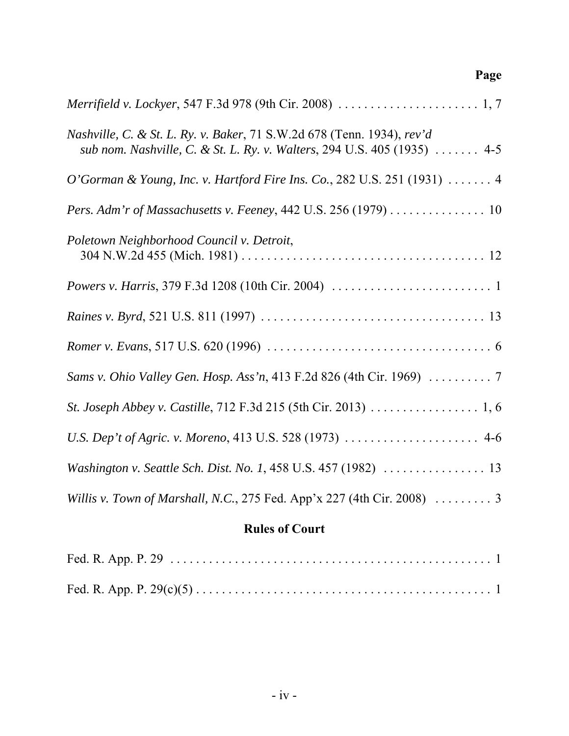**Page**

*Merrifield v. Lockyer*, 547 F.3d 978 (9th Cir. 2008) . . . . . . . . . . . . . . . . . . . . . . 1, 7

*Nashville, C. & St. L. Ry. v. Baker*, 71 S.W.2d 678 (Tenn. 1934), *rev'd sub nom. Nashville, C. & St. L. Ry. v. Walters*, 294 U.S. 405 (1935) . . . . . . . 4-5

*O'Gorman & Young, Inc. v. Hartford Fire Ins. Co.*, 282 U.S. 251 (1931) . . . . . . . 4

*Pers. Adm'r of Massachusetts v. Feeney*, 442 U.S. 256 (1979) . . . . . . . . . . . . . . . 10

*Poletown Neighborhood Council v. Detroit*, 304 N.W.2d 455 (Mich. 1981) . . . . . . . . . . . . . . . . . . . . . . . . . . . . . . . . . . . . . . 12

*Powers v. Harris*, 379 F.3d 1208 (10th Cir. 2004) . . . . . . . . . . . . . . . . . . . . . . . . . 1

*Raines v. Byrd*, 521 U.S. 811 (1997) . . . . . . . . . . . . . . . . . . . . . . . . . . . . . . . . . . . 13

*Romer v. Evans*, 517 U.S. 620 (1996) . . . . . . . . . . . . . . . . . . . . . . . . . . . . . . . . . . . 6

*Sams v. Ohio Valley Gen. Hosp. Ass'n*, 413 F.2d 826 (4th Cir. 1969) . . . . . . . . . . 7

*St. Joseph Abbey v. Castille*, 712 F.3d 215 (5th Cir. 2013) . . . . . . . . . . . . . . . . . 1, 6

*U.S. Dep't of Agric. v. Moreno*, 413 U.S. 528 (1973) . . . . . . . . . . . . . . . . . . . . . 4-6

*Washington v. Seattle Sch. Dist. No. 1*, 458 U.S. 457 (1982) . . . . . . . . . . . . . . . . 13

*Willis v. Town of Marshall, N.C.*, 275 Fed. App'x 227 (4th Cir. 2008) . . . . . . . . . 3

## Rules of Court

Fed. R. App. P. 29 . . . . . . . . . . . . . . . . . . . . . . . . . . . . . . . . . . . . . . . . . . . . . . . . . . 1

Fed. R. App. P. 29(c)(5) . . . . . . . . . . . . . . . . . . . . . . . . . . . . . . . . . . . . . . . . . . . . . . . 1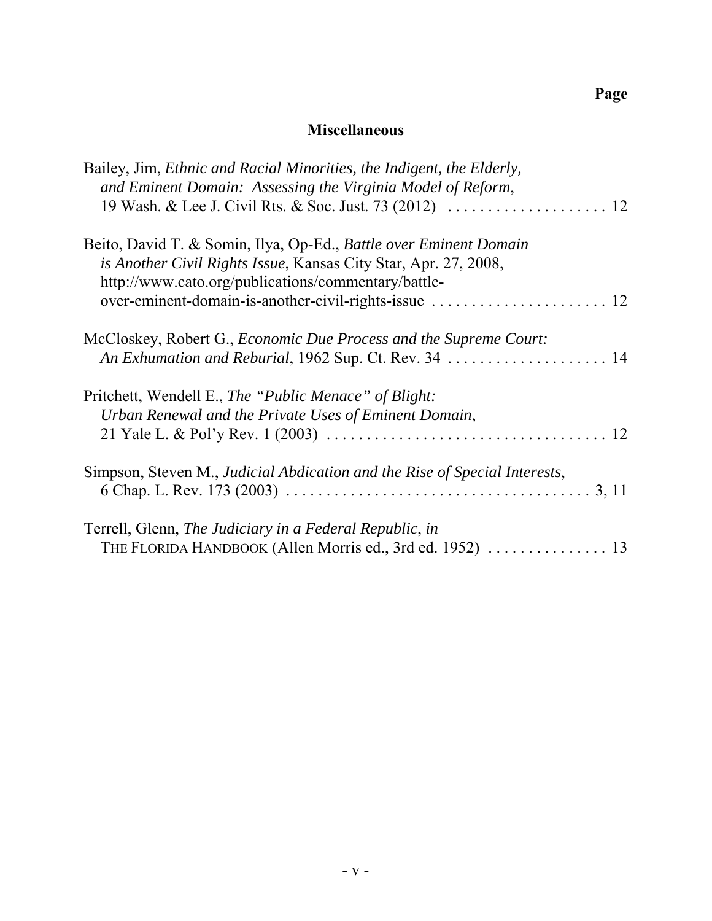**Page**

## Miscellaneous

Bailey, Jim, *Ethnic and Racial Minorities, the Indigent, the Elderly, and Eminent Domain: Assessing the Virginia Model of Reform*, 19 Wash. & Lee J. Civil Rts. & Soc. Just. 73 (2012) . . . . . . . . . . . . . . . . . . . . 12

Beito, David T. & Somin, Ilya, Op-Ed., *Battle over Eminent Domain is Another Civil Rights Issue*, Kansas City Star, Apr. 27, 2008, http://www.cato.org/publications/commentary/battle-over-eminent-domain-is-another-civil-rights-issue . . . . . . . . . . . . . . . . . . . . . . 12

McCloskey, Robert G., *Economic Due Process and the Supreme Court: An Exhumation and Reburial*, 1962 Sup. Ct. Rev. 34 . . . . . . . . . . . . . . . . . . . . 14

Pritchett, Wendell E., *The "Public Menace" of Blight: Urban Renewal and the Private Uses of Eminent Domain*, 21 Yale L. & Pol'y Rev. 1 (2003) . . . . . . . . . . . . . . . . . . . . . . . . . . . . . . . . . . . 12

Simpson, Steven M., *Judicial Abdication and the Rise of Special Interests*, 6 Chap. L. Rev. 173 (2003) . . . . . . . . . . . . . . . . . . . . . . . . . . . . . . . . . . . . . 3, 11

Terrell, Glenn, *The Judiciary in a Federal Republic*, *in* THE FLORIDA HANDBOOK (Allen Morris ed., 3rd ed. 1952) . . . . . . . . . . . . . . . 13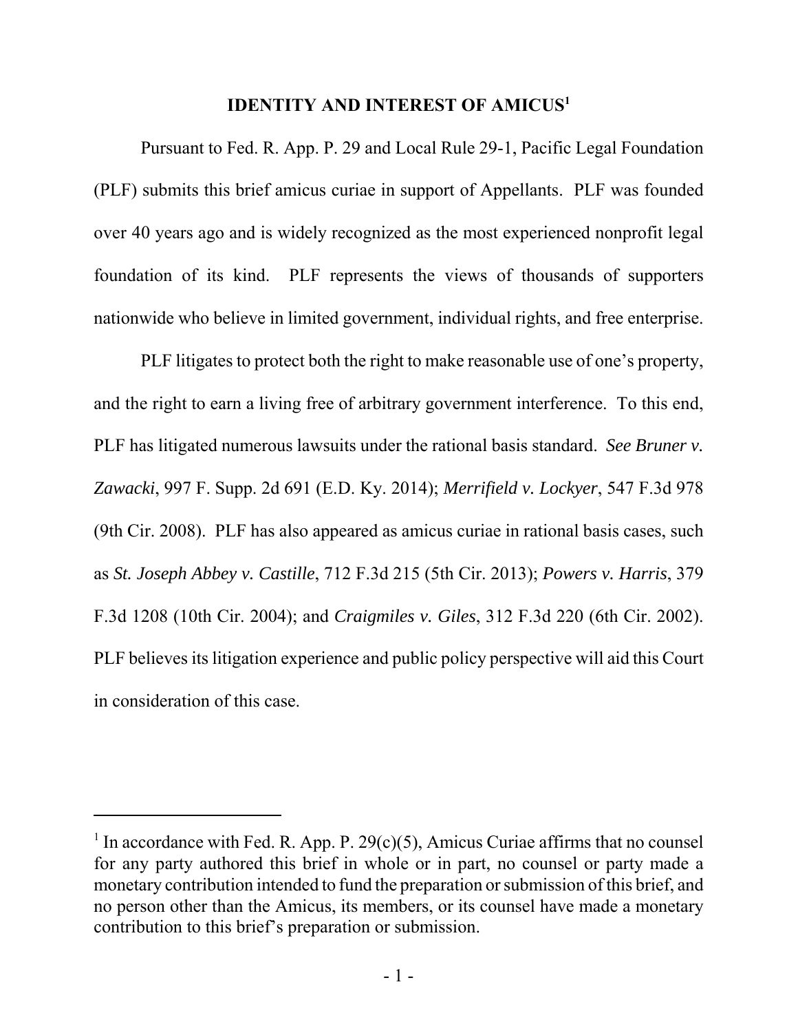## IDENTITY AND INTEREST OF AMICUS[1]

Pursuant to Fed. R. App. P. 29 and Local Rule 29-1, Pacific Legal Foundation (PLF) submits this brief amicus curiae in support of Appellants. PLF was founded over 40 years ago and is widely recognized as the most experienced nonprofit legal foundation of its kind. PLF represents the views of thousands of supporters nationwide who believe in limited government, individual rights, and free enterprise.

PLF litigates to protect both the right to make reasonable use of one's property, and the right to earn a living free of arbitrary government interference. To this end, PLF has litigated numerous lawsuits under the rational basis standard. *See Bruner v. Zawacki*, 997 F. Supp. 2d 691 (E.D. Ky. 2014); *Merrifield v. Lockyer*, 547 F.3d 978 (9th Cir. 2008). PLF has also appeared as amicus curiae in rational basis cases, such as *St. Joseph Abbey v. Castille*, 712 F.3d 215 (5th Cir. 2013); *Powers v. Harris*, 379 F.3d 1208 (10th Cir. 2004); and *Craigmiles v. Giles*, 312 F.3d 220 (6th Cir. 2002). PLF believes its litigation experience and public policy perspective will aid this Court in consideration of this case.

---

[1] In accordance with Fed. R. App. P. 29(c)(5), Amicus Curiae affirms that no counsel for any party authored this brief in whole or in part, no counsel or party made a monetary contribution intended to fund the preparation or submission of this brief, and no person other than the Amicus, its members, or its counsel have made a monetary contribution to this brief's preparation or submission.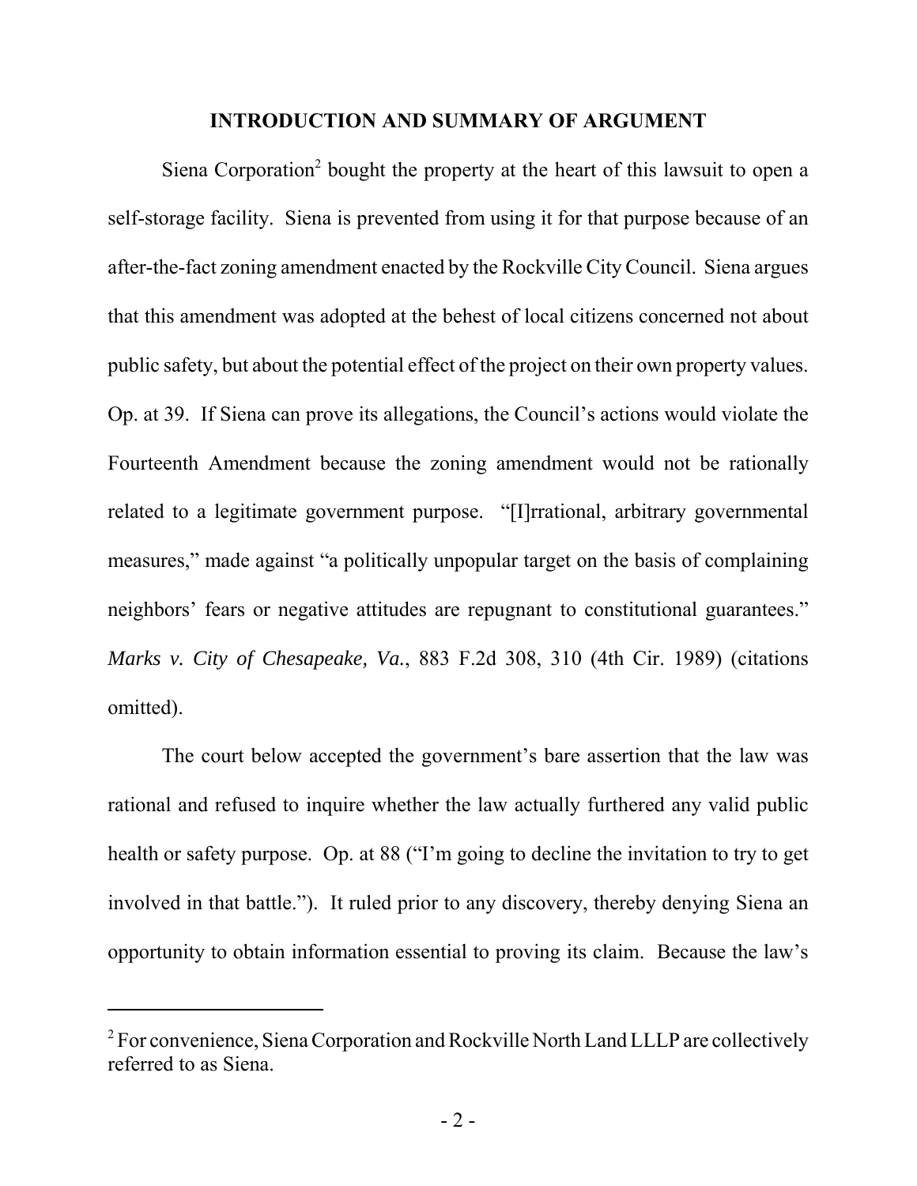## INTRODUCTION AND SUMMARY OF ARGUMENT

Siena Corporation[2] bought the property at the heart of this lawsuit to open a self-storage facility. Siena is prevented from using it for that purpose because of an after-the-fact zoning amendment enacted by the Rockville City Council. Siena argues that this amendment was adopted at the behest of local citizens concerned not about public safety, but about the potential effect of the project on their own property values. Op. at 39. If Siena can prove its allegations, the Council's actions would violate the Fourteenth Amendment because the zoning amendment would not be rationally related to a legitimate government purpose. "[I]rrational, arbitrary governmental measures," made against "a politically unpopular target on the basis of complaining neighbors' fears or negative attitudes are repugnant to constitutional guarantees." *Marks v. City of Chesapeake, Va.*, 883 F.2d 308, 310 (4th Cir. 1989) (citations omitted).

The court below accepted the government's bare assertion that the law was rational and refused to inquire whether the law actually furthered any valid public health or safety purpose. Op. at 88 ("I'm going to decline the invitation to try to get involved in that battle."). It ruled prior to any discovery, thereby denying Siena an opportunity to obtain information essential to proving its claim. Because the law's

[2] For convenience, Siena Corporation and Rockville North Land LLLP are collectively referred to as Siena.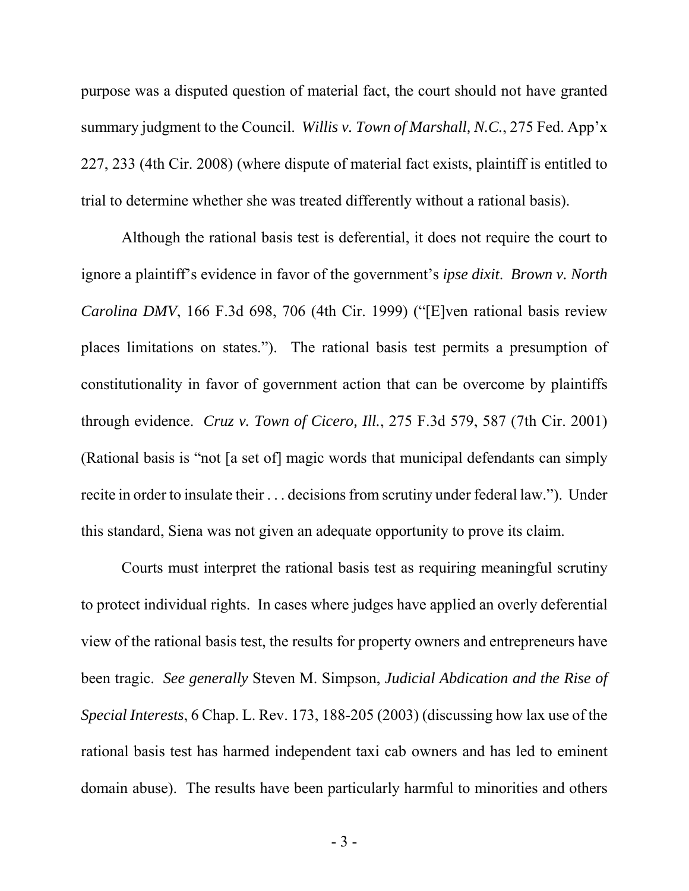purpose was a disputed question of material fact, the court should not have granted summary judgment to the Council. *Willis v. Town of Marshall, N.C.*, 275 Fed. App'x 227, 233 (4th Cir. 2008) (where dispute of material fact exists, plaintiff is entitled to trial to determine whether she was treated differently without a rational basis).

Although the rational basis test is deferential, it does not require the court to ignore a plaintiff's evidence in favor of the government's *ipse dixit*. *Brown v. North Carolina DMV*, 166 F.3d 698, 706 (4th Cir. 1999) ("[E]ven rational basis review places limitations on states."). The rational basis test permits a presumption of constitutionality in favor of government action that can be overcome by plaintiffs through evidence. *Cruz v. Town of Cicero, Ill.*, 275 F.3d 579, 587 (7th Cir. 2001) (Rational basis is "not [a set of] magic words that municipal defendants can simply recite in order to insulate their . . . decisions from scrutiny under federal law."). Under this standard, Siena was not given an adequate opportunity to prove its claim.

Courts must interpret the rational basis test as requiring meaningful scrutiny to protect individual rights. In cases where judges have applied an overly deferential view of the rational basis test, the results for property owners and entrepreneurs have been tragic. *See generally* Steven M. Simpson, *Judicial Abdication and the Rise of Special Interests*, 6 Chap. L. Rev. 173, 188-205 (2003) (discussing how lax use of the rational basis test has harmed independent taxi cab owners and has led to eminent domain abuse). The results have been particularly harmful to minorities and others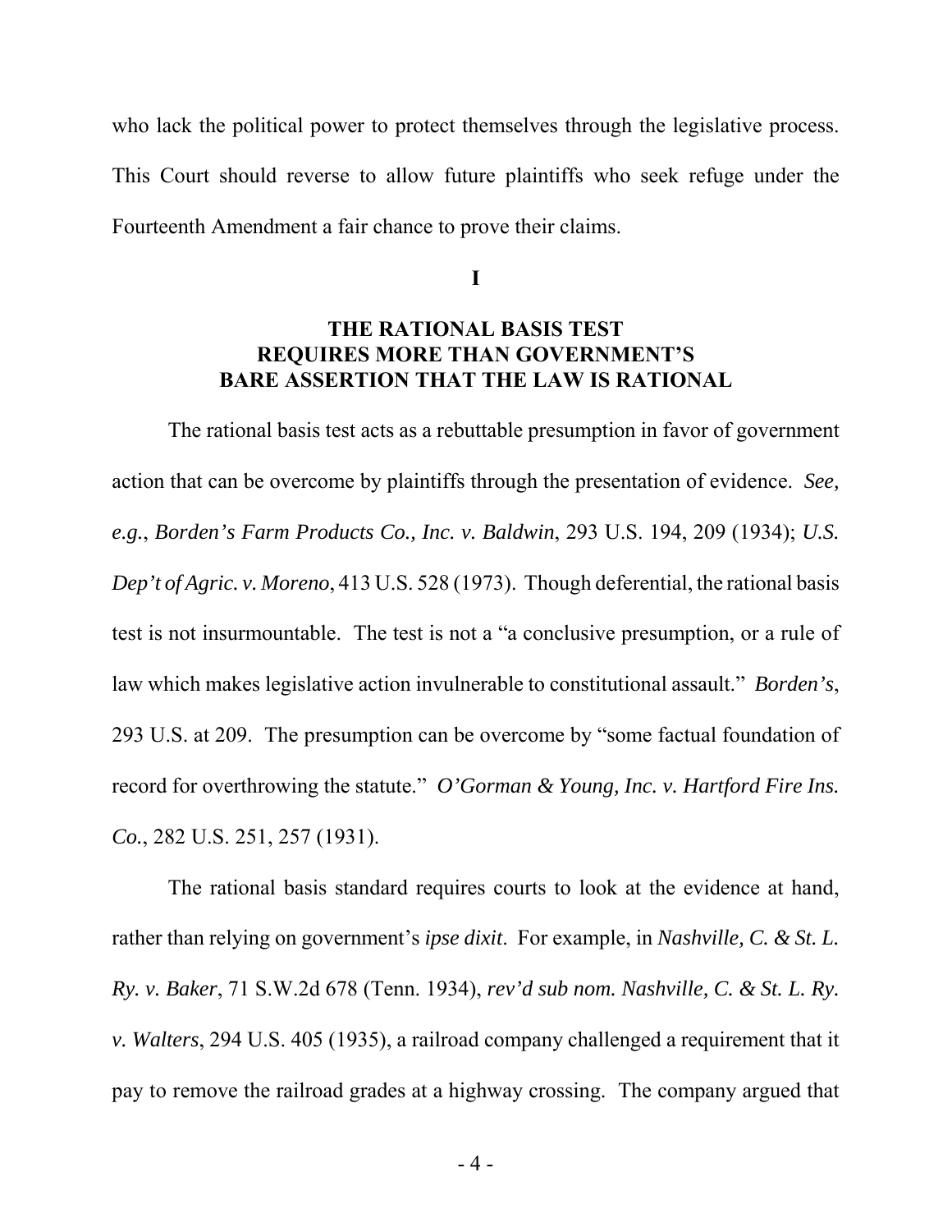who lack the political power to protect themselves through the legislative process. This Court should reverse to allow future plaintiffs who seek refuge under the Fourteenth Amendment a fair chance to prove their claims.

## I

## THE RATIONAL BASIS TEST REQUIRES MORE THAN GOVERNMENT'S BARE ASSERTION THAT THE LAW IS RATIONAL

The rational basis test acts as a rebuttable presumption in favor of government action that can be overcome by plaintiffs through the presentation of evidence. *See, e.g.*, *Borden's Farm Products Co., Inc. v. Baldwin*, 293 U.S. 194, 209 (1934); *U.S. Dep't of Agric. v. Moreno*, 413 U.S. 528 (1973). Though deferential, the rational basis test is not insurmountable. The test is not a "a conclusive presumption, or a rule of law which makes legislative action invulnerable to constitutional assault." *Borden's*, 293 U.S. at 209. The presumption can be overcome by "some factual foundation of record for overthrowing the statute." *O'Gorman & Young, Inc. v. Hartford Fire Ins. Co.*, 282 U.S. 251, 257 (1931).

The rational basis standard requires courts to look at the evidence at hand, rather than relying on government's *ipse dixit*. For example, in *Nashville, C. & St. L. Ry. v. Baker*, 71 S.W.2d 678 (Tenn. 1934), *rev'd sub nom. Nashville, C. & St. L. Ry. v. Walters*, 294 U.S. 405 (1935), a railroad company challenged a requirement that it pay to remove the railroad grades at a highway crossing. The company argued that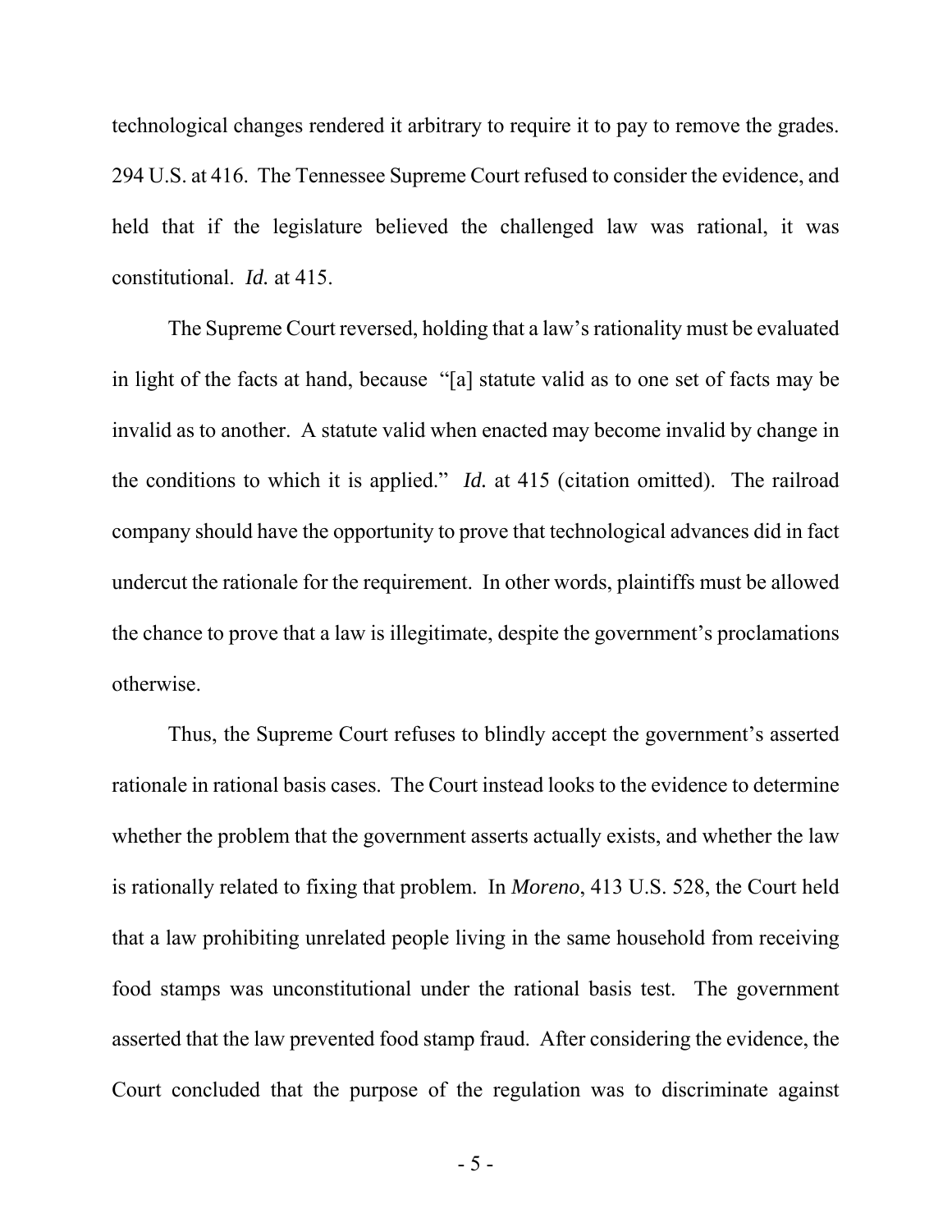technological changes rendered it arbitrary to require it to pay to remove the grades. 294 U.S. at 416. The Tennessee Supreme Court refused to consider the evidence, and held that if the legislature believed the challenged law was rational, it was constitutional. *Id.* at 415.

The Supreme Court reversed, holding that a law's rationality must be evaluated in light of the facts at hand, because "[a] statute valid as to one set of facts may be invalid as to another. A statute valid when enacted may become invalid by change in the conditions to which it is applied." *Id.* at 415 (citation omitted). The railroad company should have the opportunity to prove that technological advances did in fact undercut the rationale for the requirement. In other words, plaintiffs must be allowed the chance to prove that a law is illegitimate, despite the government's proclamations otherwise.

Thus, the Supreme Court refuses to blindly accept the government's asserted rationale in rational basis cases. The Court instead looks to the evidence to determine whether the problem that the government asserts actually exists, and whether the law is rationally related to fixing that problem. In *Moreno*, 413 U.S. 528, the Court held that a law prohibiting unrelated people living in the same household from receiving food stamps was unconstitutional under the rational basis test. The government asserted that the law prevented food stamp fraud. After considering the evidence, the Court concluded that the purpose of the regulation was to discriminate against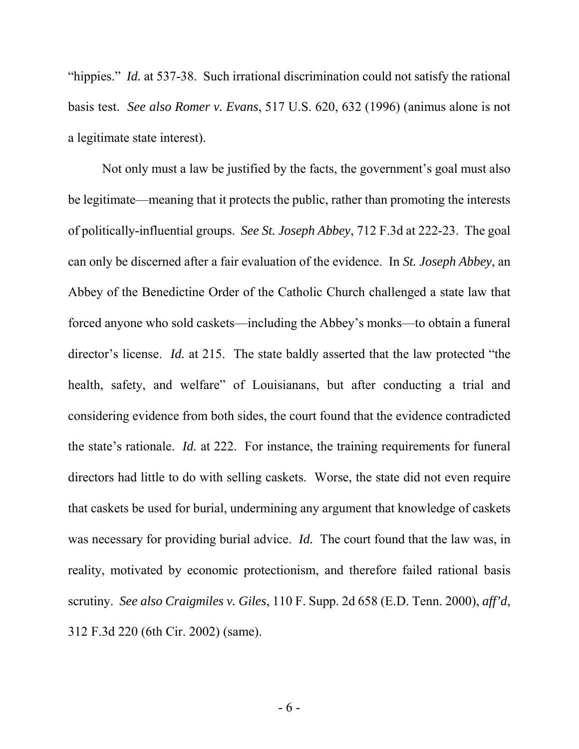"hippies." *Id.* at 537-38. Such irrational discrimination could not satisfy the rational basis test. *See also Romer v. Evans*, 517 U.S. 620, 632 (1996) (animus alone is not a legitimate state interest).

Not only must a law be justified by the facts, the government's goal must also be legitimate—meaning that it protects the public, rather than promoting the interests of politically-influential groups. *See St. Joseph Abbey*, 712 F.3d at 222-23. The goal can only be discerned after a fair evaluation of the evidence. In *St. Joseph Abbey*, an Abbey of the Benedictine Order of the Catholic Church challenged a state law that forced anyone who sold caskets—including the Abbey's monks—to obtain a funeral director's license. *Id.* at 215. The state baldly asserted that the law protected "the health, safety, and welfare" of Louisianans, but after conducting a trial and considering evidence from both sides, the court found that the evidence contradicted the state's rationale. *Id.* at 222. For instance, the training requirements for funeral directors had little to do with selling caskets. Worse, the state did not even require that caskets be used for burial, undermining any argument that knowledge of caskets was necessary for providing burial advice. *Id.* The court found that the law was, in reality, motivated by economic protectionism, and therefore failed rational basis scrutiny. *See also Craigmiles v. Giles*, 110 F. Supp. 2d 658 (E.D. Tenn. 2000), *aff'd*, 312 F.3d 220 (6th Cir. 2002) (same).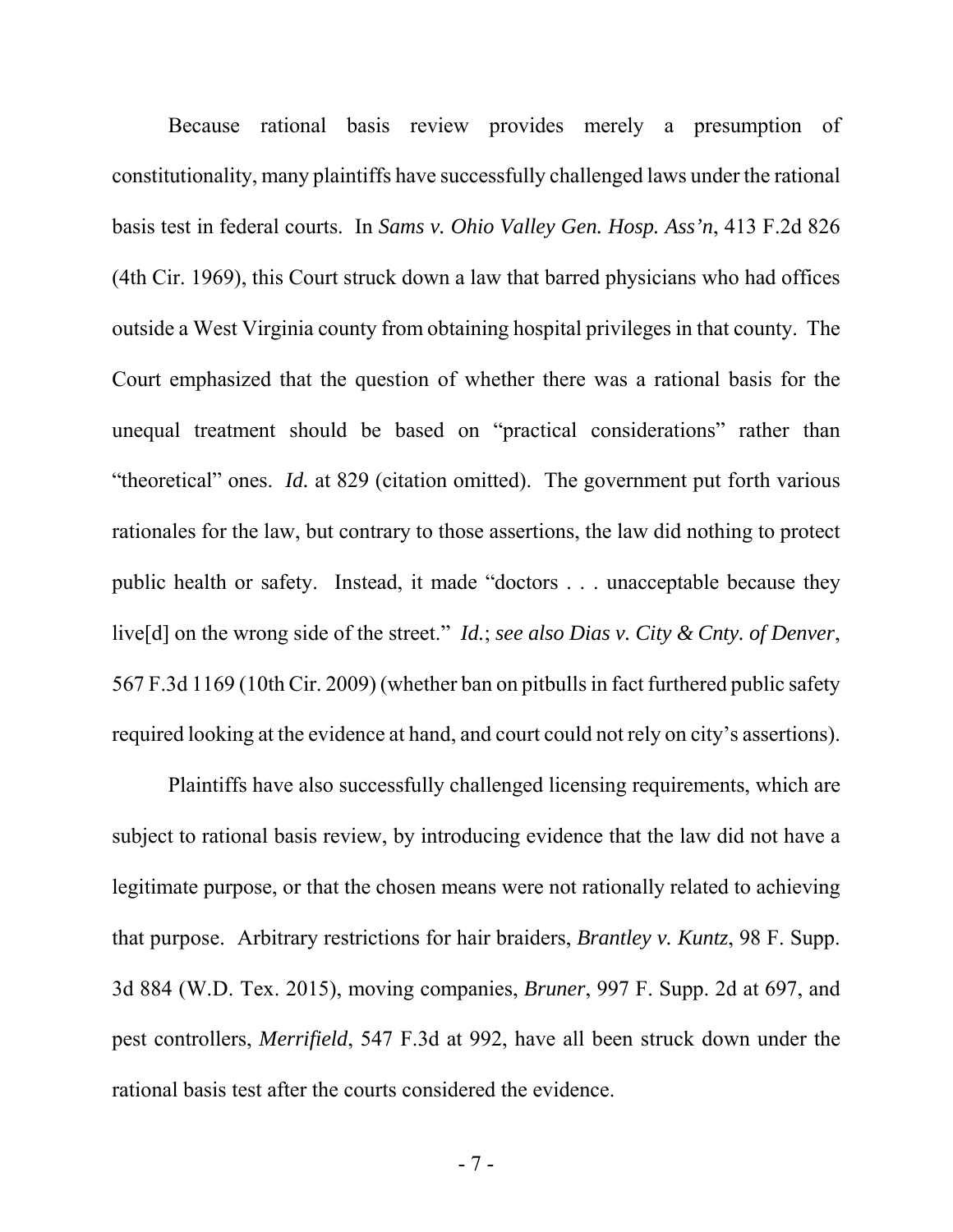Because rational basis review provides merely a presumption of constitutionality, many plaintiffs have successfully challenged laws under the rational basis test in federal courts. In *Sams v. Ohio Valley Gen. Hosp. Ass'n*, 413 F.2d 826 (4th Cir. 1969), this Court struck down a law that barred physicians who had offices outside a West Virginia county from obtaining hospital privileges in that county. The Court emphasized that the question of whether there was a rational basis for the unequal treatment should be based on "practical considerations" rather than "theoretical" ones. *Id.* at 829 (citation omitted). The government put forth various rationales for the law, but contrary to those assertions, the law did nothing to protect public health or safety. Instead, it made "doctors . . . unacceptable because they live[d] on the wrong side of the street." *Id.*; *see also Dias v. City & Cnty. of Denver*, 567 F.3d 1169 (10th Cir. 2009) (whether ban on pitbulls in fact furthered public safety required looking at the evidence at hand, and court could not rely on city's assertions).

Plaintiffs have also successfully challenged licensing requirements, which are subject to rational basis review, by introducing evidence that the law did not have a legitimate purpose, or that the chosen means were not rationally related to achieving that purpose. Arbitrary restrictions for hair braiders, *Brantley v. Kuntz*, 98 F. Supp. 3d 884 (W.D. Tex. 2015), moving companies, *Bruner*, 997 F. Supp. 2d at 697, and pest controllers, *Merrifield*, 547 F.3d at 992, have all been struck down under the rational basis test after the courts considered the evidence.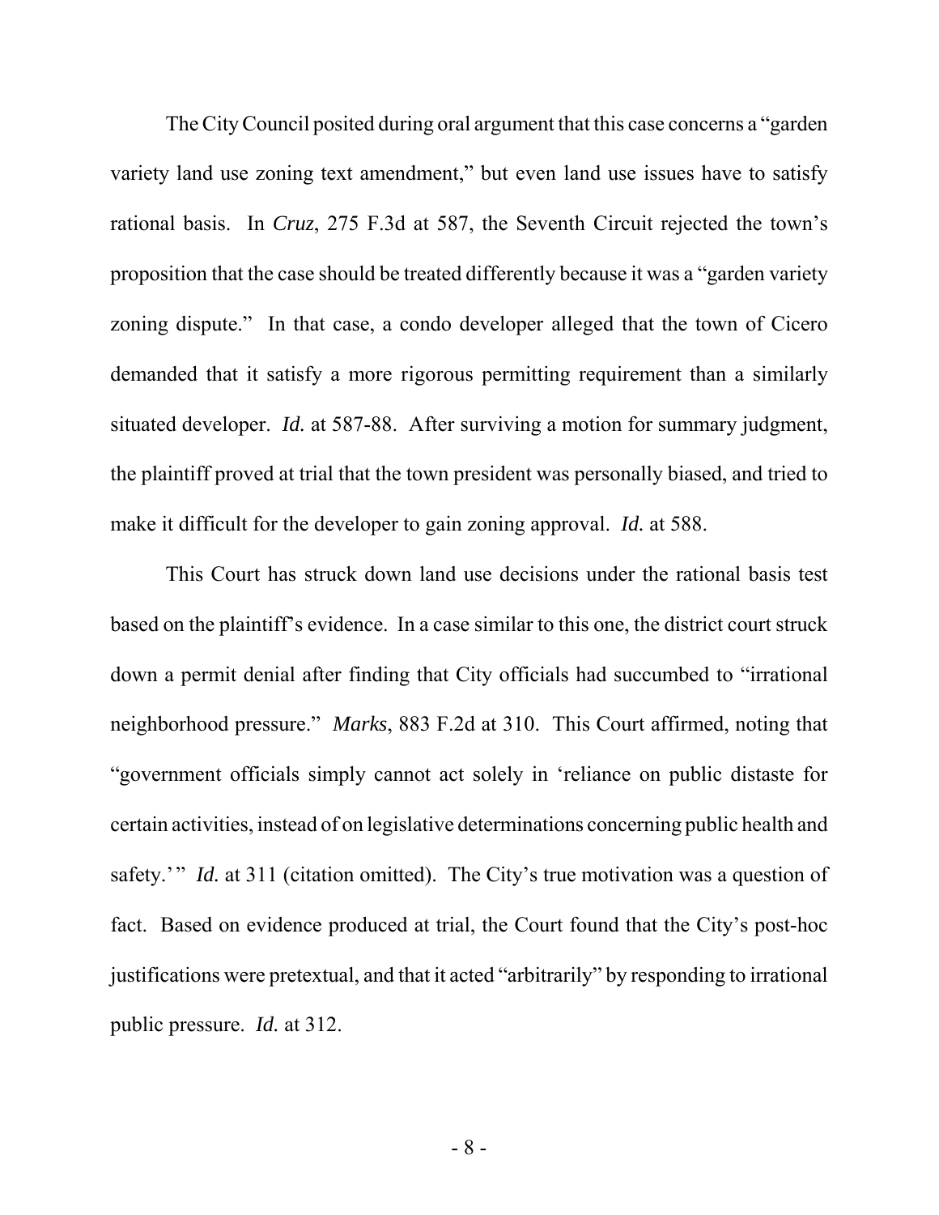The City Council posited during oral argument that this case concerns a "garden variety land use zoning text amendment," but even land use issues have to satisfy rational basis. In *Cruz*, 275 F.3d at 587, the Seventh Circuit rejected the town's proposition that the case should be treated differently because it was a "garden variety zoning dispute." In that case, a condo developer alleged that the town of Cicero demanded that it satisfy a more rigorous permitting requirement than a similarly situated developer. *Id.* at 587-88. After surviving a motion for summary judgment, the plaintiff proved at trial that the town president was personally biased, and tried to make it difficult for the developer to gain zoning approval. *Id.* at 588.

This Court has struck down land use decisions under the rational basis test based on the plaintiff's evidence. In a case similar to this one, the district court struck down a permit denial after finding that City officials had succumbed to "irrational neighborhood pressure." *Marks*, 883 F.2d at 310. This Court affirmed, noting that "government officials simply cannot act solely in 'reliance on public distaste for certain activities, instead of on legislative determinations concerning public health and safety.'" *Id.* at 311 (citation omitted). The City's true motivation was a question of fact. Based on evidence produced at trial, the Court found that the City's post-hoc justifications were pretextual, and that it acted "arbitrarily" by responding to irrational public pressure. *Id.* at 312.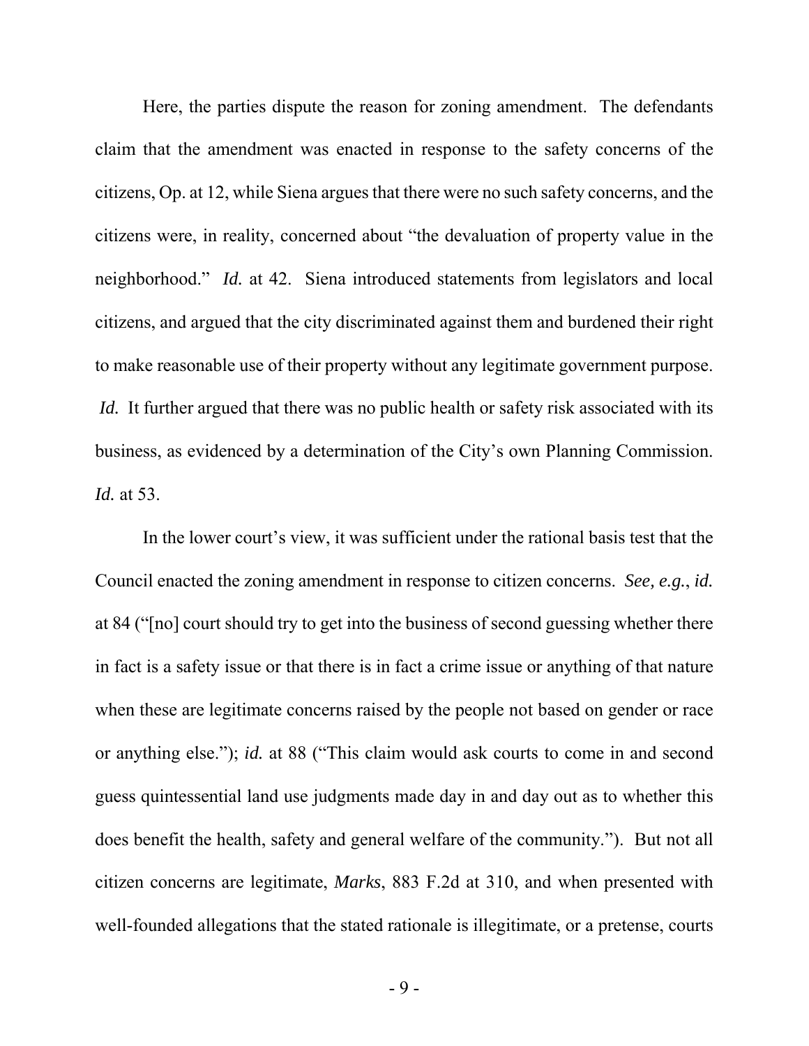Here, the parties dispute the reason for zoning amendment. The defendants claim that the amendment was enacted in response to the safety concerns of the citizens, Op. at 12, while Siena argues that there were no such safety concerns, and the citizens were, in reality, concerned about "the devaluation of property value in the neighborhood." *Id.* at 42. Siena introduced statements from legislators and local citizens, and argued that the city discriminated against them and burdened their right to make reasonable use of their property without any legitimate government purpose. *Id.* It further argued that there was no public health or safety risk associated with its business, as evidenced by a determination of the City's own Planning Commission. *Id.* at 53.

In the lower court's view, it was sufficient under the rational basis test that the Council enacted the zoning amendment in response to citizen concerns. *See, e.g.*, *id.* at 84 ("[no] court should try to get into the business of second guessing whether there in fact is a safety issue or that there is in fact a crime issue or anything of that nature when these are legitimate concerns raised by the people not based on gender or race or anything else."); *id.* at 88 ("This claim would ask courts to come in and second guess quintessential land use judgments made day in and day out as to whether this does benefit the health, safety and general welfare of the community."). But not all citizen concerns are legitimate, *Marks*, 883 F.2d at 310, and when presented with well-founded allegations that the stated rationale is illegitimate, or a pretense, courts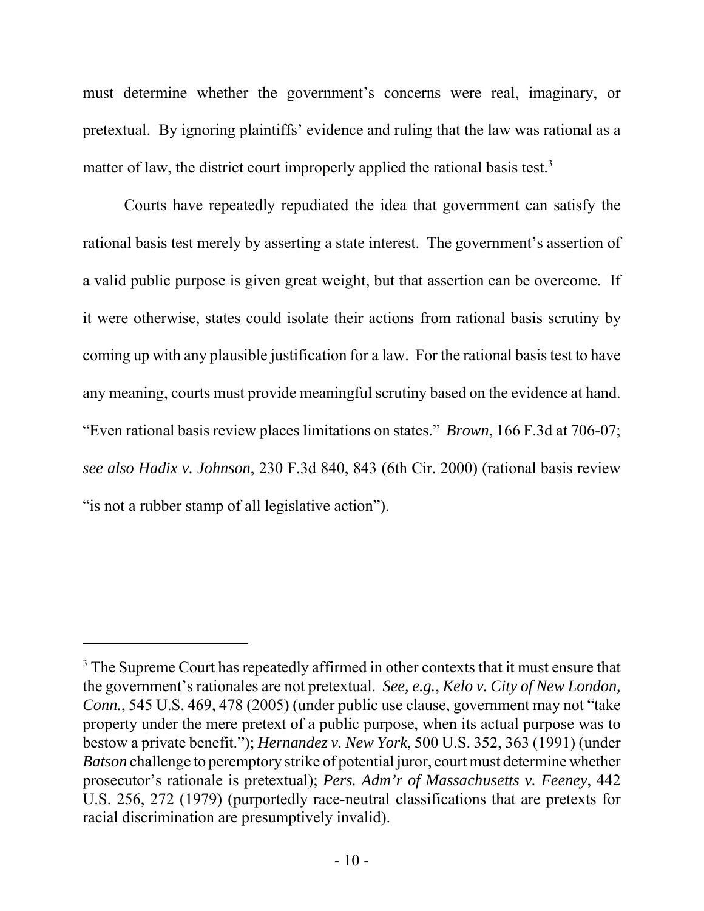must determine whether the government's concerns were real, imaginary, or pretextual. By ignoring plaintiffs' evidence and ruling that the law was rational as a matter of law, the district court improperly applied the rational basis test.[3]

Courts have repeatedly repudiated the idea that government can satisfy the rational basis test merely by asserting a state interest. The government's assertion of a valid public purpose is given great weight, but that assertion can be overcome. If it were otherwise, states could isolate their actions from rational basis scrutiny by coming up with any plausible justification for a law. For the rational basis test to have any meaning, courts must provide meaningful scrutiny based on the evidence at hand. "Even rational basis review places limitations on states." *Brown*, 166 F.3d at 706-07; *see also Hadix v. Johnson*, 230 F.3d 840, 843 (6th Cir. 2000) (rational basis review "is not a rubber stamp of all legislative action").

---

[3] The Supreme Court has repeatedly affirmed in other contexts that it must ensure that the government's rationales are not pretextual. *See, e.g.*, *Kelo v. City of New London, Conn.*, 545 U.S. 469, 478 (2005) (under public use clause, government may not "take property under the mere pretext of a public purpose, when its actual purpose was to bestow a private benefit."); *Hernandez v. New York*, 500 U.S. 352, 363 (1991) (under *Batson* challenge to peremptory strike of potential juror, court must determine whether prosecutor's rationale is pretextual); *Pers. Adm'r of Massachusetts v. Feeney*, 442 U.S. 256, 272 (1979) (purportedly race-neutral classifications that are pretexts for racial discrimination are presumptively invalid).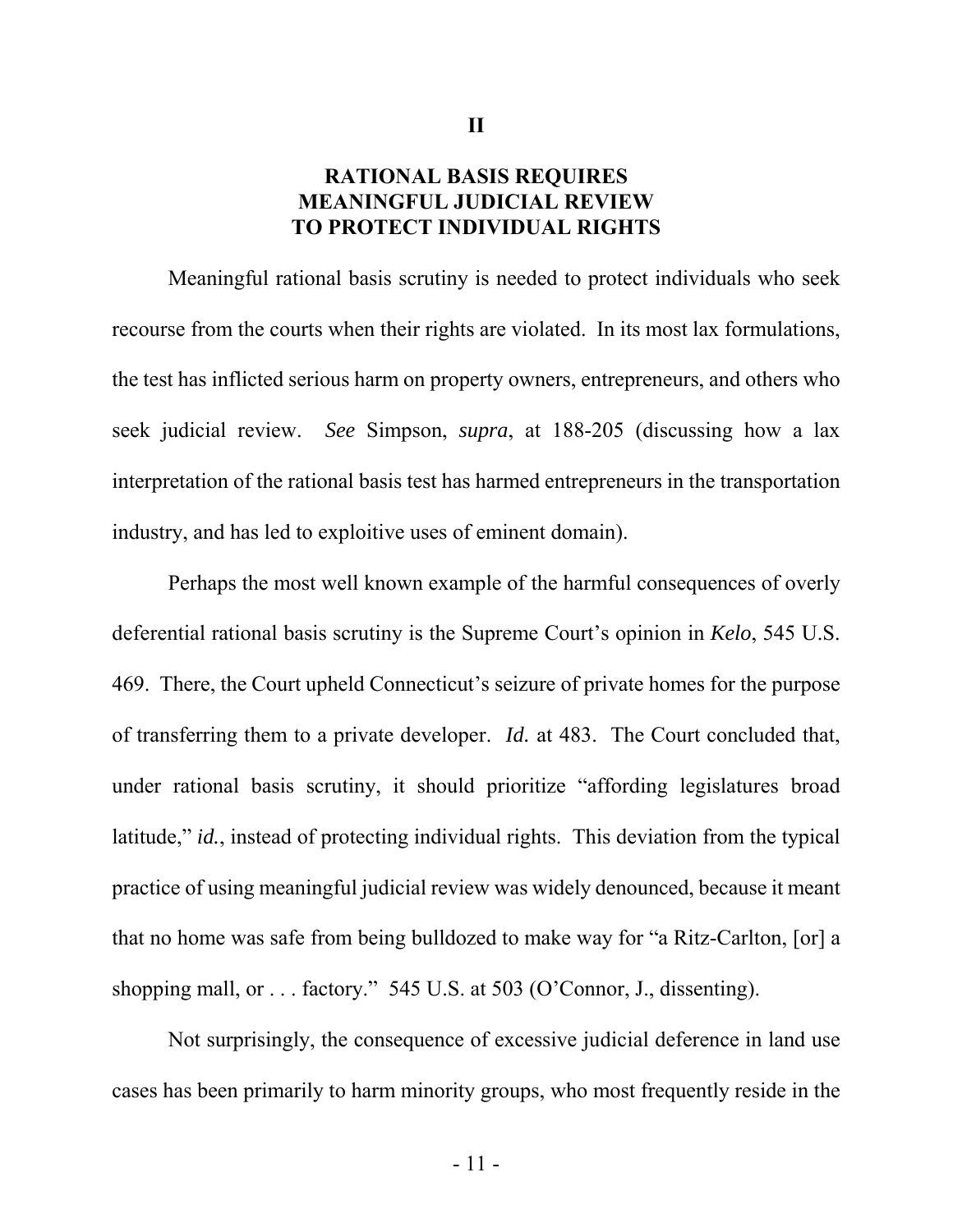## II

## RATIONAL BASIS REQUIRES MEANINGFUL JUDICIAL REVIEW TO PROTECT INDIVIDUAL RIGHTS

Meaningful rational basis scrutiny is needed to protect individuals who seek recourse from the courts when their rights are violated. In its most lax formulations, the test has inflicted serious harm on property owners, entrepreneurs, and others who seek judicial review. *See* Simpson, *supra*, at 188-205 (discussing how a lax interpretation of the rational basis test has harmed entrepreneurs in the transportation industry, and has led to exploitive uses of eminent domain).

Perhaps the most well known example of the harmful consequences of overly deferential rational basis scrutiny is the Supreme Court's opinion in ***Kelo***, 545 U.S. 469. There, the Court upheld Connecticut's seizure of private homes for the purpose of transferring them to a private developer. *Id.* at 483. The Court concluded that, under rational basis scrutiny, it should prioritize "affording legislatures broad latitude," *id.*, instead of protecting individual rights. This deviation from the typical practice of using meaningful judicial review was widely denounced, because it meant that no home was safe from being bulldozed to make way for "a Ritz-Carlton, [or] a shopping mall, or . . . factory." 545 U.S. at 503 (O'Connor, J., dissenting).

Not surprisingly, the consequence of excessive judicial deference in land use cases has been primarily to harm minority groups, who most frequently reside in the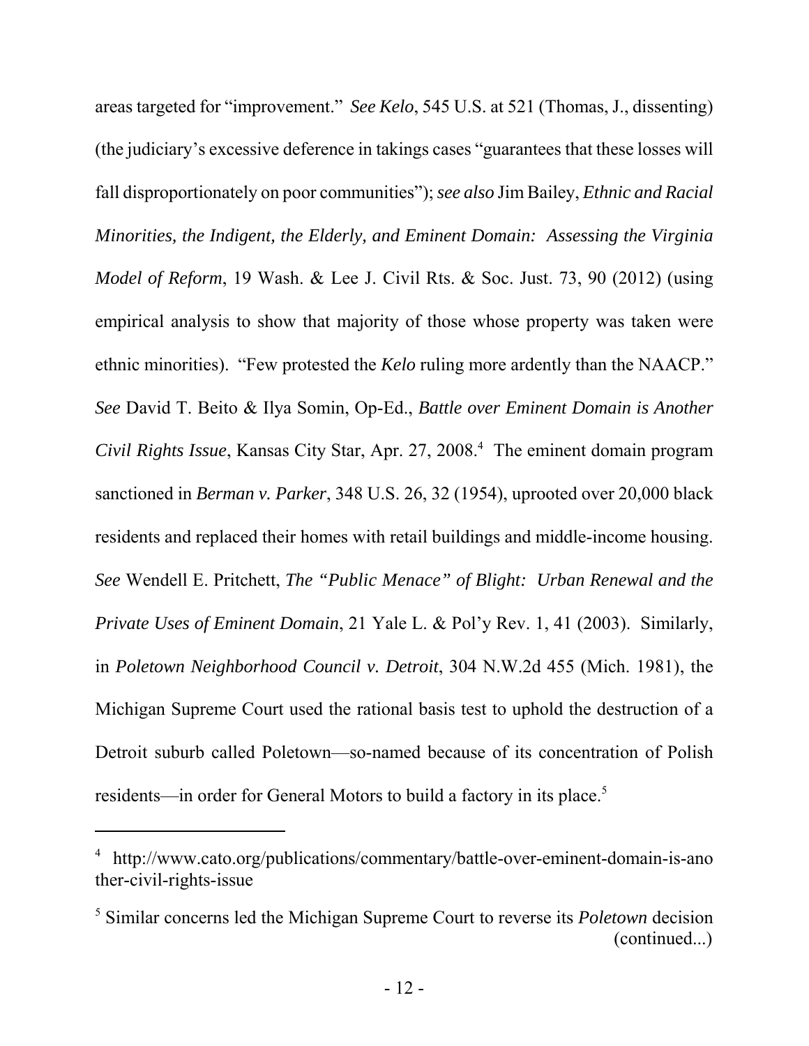areas targeted for "improvement." *See Kelo*, 545 U.S. at 521 (Thomas, J., dissenting) (the judiciary's excessive deference in takings cases "guarantees that these losses will fall disproportionately on poor communities"); *see also* Jim Bailey, *Ethnic and Racial Minorities, the Indigent, the Elderly, and Eminent Domain: Assessing the Virginia Model of Reform*, 19 Wash. & Lee J. Civil Rts. & Soc. Just. 73, 90 (2012) (using empirical analysis to show that majority of those whose property was taken were ethnic minorities). "Few protested the *Kelo* ruling more ardently than the NAACP." *See* David T. Beito & Ilya Somin, Op-Ed., *Battle over Eminent Domain is Another Civil Rights Issue*, Kansas City Star, Apr. 27, 2008.[4] The eminent domain program sanctioned in *Berman v. Parker*, 348 U.S. 26, 32 (1954), uprooted over 20,000 black residents and replaced their homes with retail buildings and middle-income housing. *See* Wendell E. Pritchett, *The "Public Menace" of Blight: Urban Renewal and the Private Uses of Eminent Domain*, 21 Yale L. & Pol'y Rev. 1, 41 (2003). Similarly, in *Poletown Neighborhood Council v. Detroit*, 304 N.W.2d 455 (Mich. 1981), the Michigan Supreme Court used the rational basis test to uphold the destruction of a Detroit suburb called Poletown—so-named because of its concentration of Polish residents—in order for General Motors to build a factory in its place.[5]

---

[4] http://www.cato.org/publications/commentary/battle-over-eminent-domain-is-another-civil-rights-issue

[5] Similar concerns led the Michigan Supreme Court to reverse its *Poletown* decision (continued...)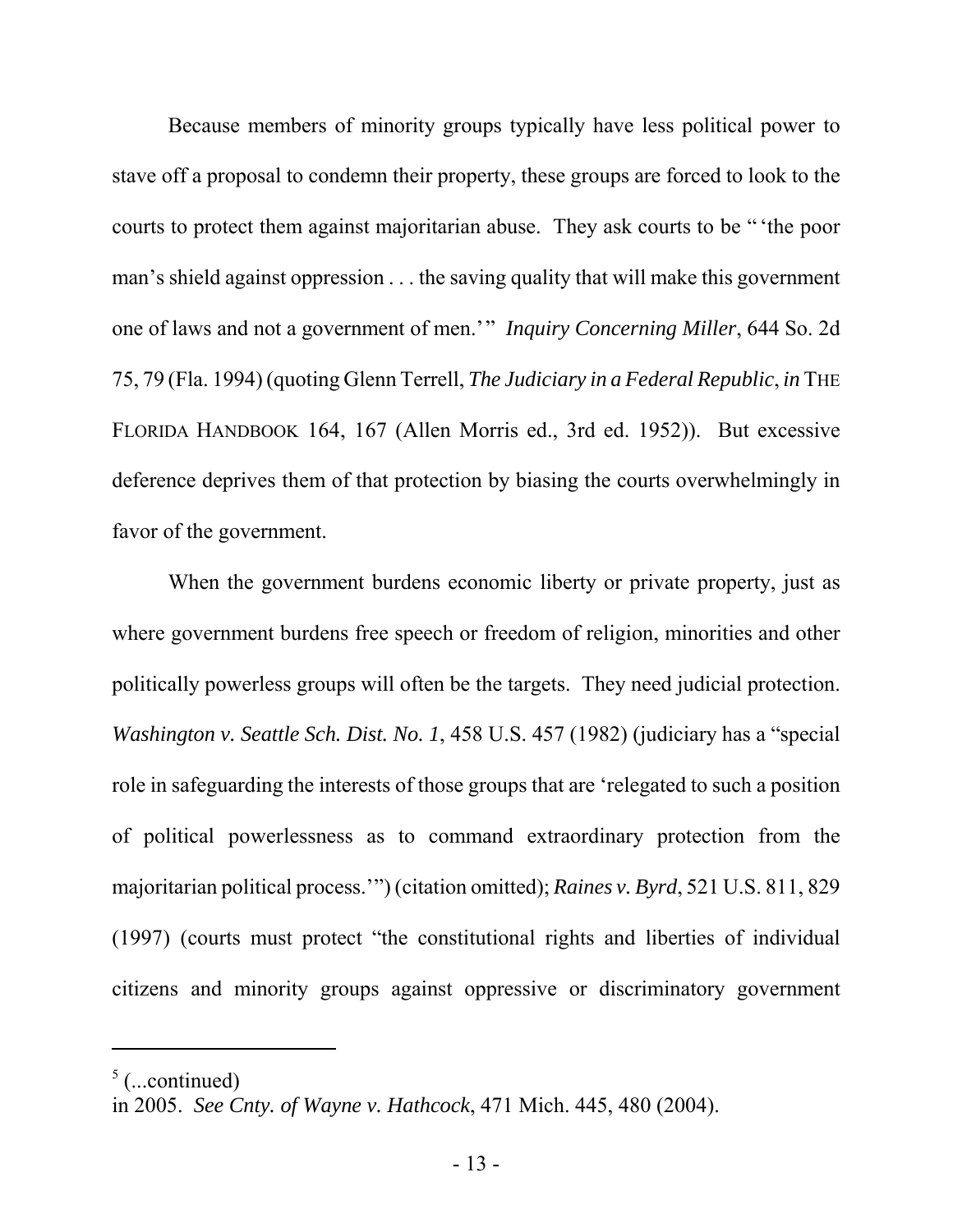Because members of minority groups typically have less political power to stave off a proposal to condemn their property, these groups are forced to look to the courts to protect them against majoritarian abuse. They ask courts to be " 'the poor man's shield against oppression . . . the saving quality that will make this government one of laws and not a government of men.' " *Inquiry Concerning Miller*, 644 So. 2d 75, 79 (Fla. 1994) (quoting Glenn Terrell, *The Judiciary in a Federal Republic*, *in* THE FLORIDA HANDBOOK 164, 167 (Allen Morris ed., 3rd ed. 1952)). But excessive deference deprives them of that protection by biasing the courts overwhelmingly in favor of the government.

When the government burdens economic liberty or private property, just as where government burdens free speech or freedom of religion, minorities and other politically powerless groups will often be the targets. They need judicial protection. *Washington v. Seattle Sch. Dist. No. 1*, 458 U.S. 457 (1982) (judiciary has a "special role in safeguarding the interests of those groups that are 'relegated to such a position of political powerlessness as to command extraordinary protection from the majoritarian political process.' ") (citation omitted); *Raines v. Byrd*, 521 U.S. 811, 829 (1997) (courts must protect "the constitutional rights and liberties of individual citizens and minority groups against oppressive or discriminatory government

---

[5] (...continued)
in 2005. *See Cnty. of Wayne v. Hathcock*, 471 Mich. 445, 480 (2004).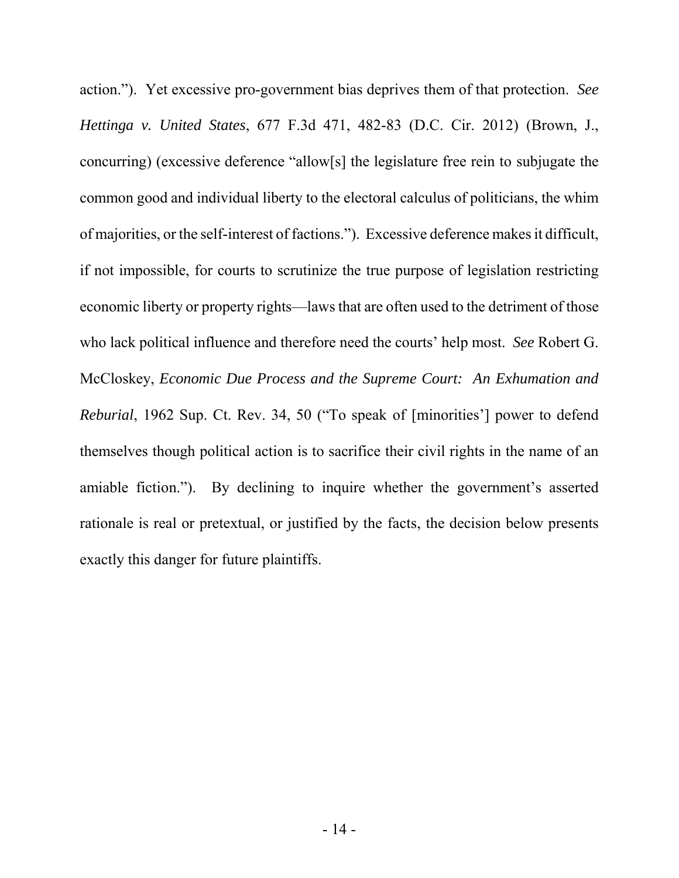action.”). Yet excessive pro-government bias deprives them of that protection. *See Hettinga v. United States*, 677 F.3d 471, 482-83 (D.C. Cir. 2012) (Brown, J., concurring) (excessive deference “allow[s] the legislature free rein to subjugate the common good and individual liberty to the electoral calculus of politicians, the whim of majorities, or the self-interest of factions.”). Excessive deference makes it difficult, if not impossible, for courts to scrutinize the true purpose of legislation restricting economic liberty or property rights—laws that are often used to the detriment of those who lack political influence and therefore need the courts’ help most. *See* Robert G. McCloskey, *Economic Due Process and the Supreme Court: An Exhumation and Reburial*, 1962 Sup. Ct. Rev. 34, 50 (“To speak of [minorities’] power to defend themselves though political action is to sacrifice their civil rights in the name of an amiable fiction.”). By declining to inquire whether the government’s asserted rationale is real or pretextual, or justified by the facts, the decision below presents exactly this danger for future plaintiffs.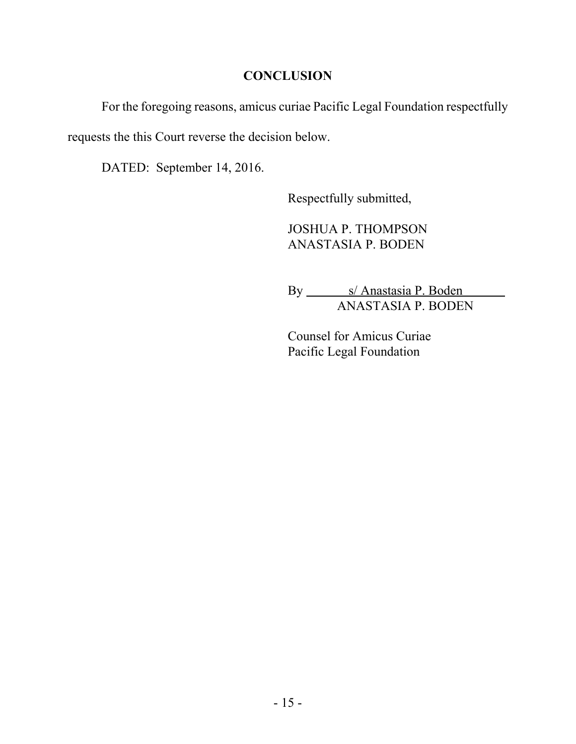## CONCLUSION

For the foregoing reasons, amicus curiae Pacific Legal Foundation respectfully requests the this Court reverse the decision below.

DATED: September 14, 2016.

Respectfully submitted,

JOSHUA P. THOMPSON
ANASTASIA P. BODEN

By s/ Anastasia P. Boden
ANASTASIA P. BODEN

Counsel for Amicus Curiae
Pacific Legal Foundation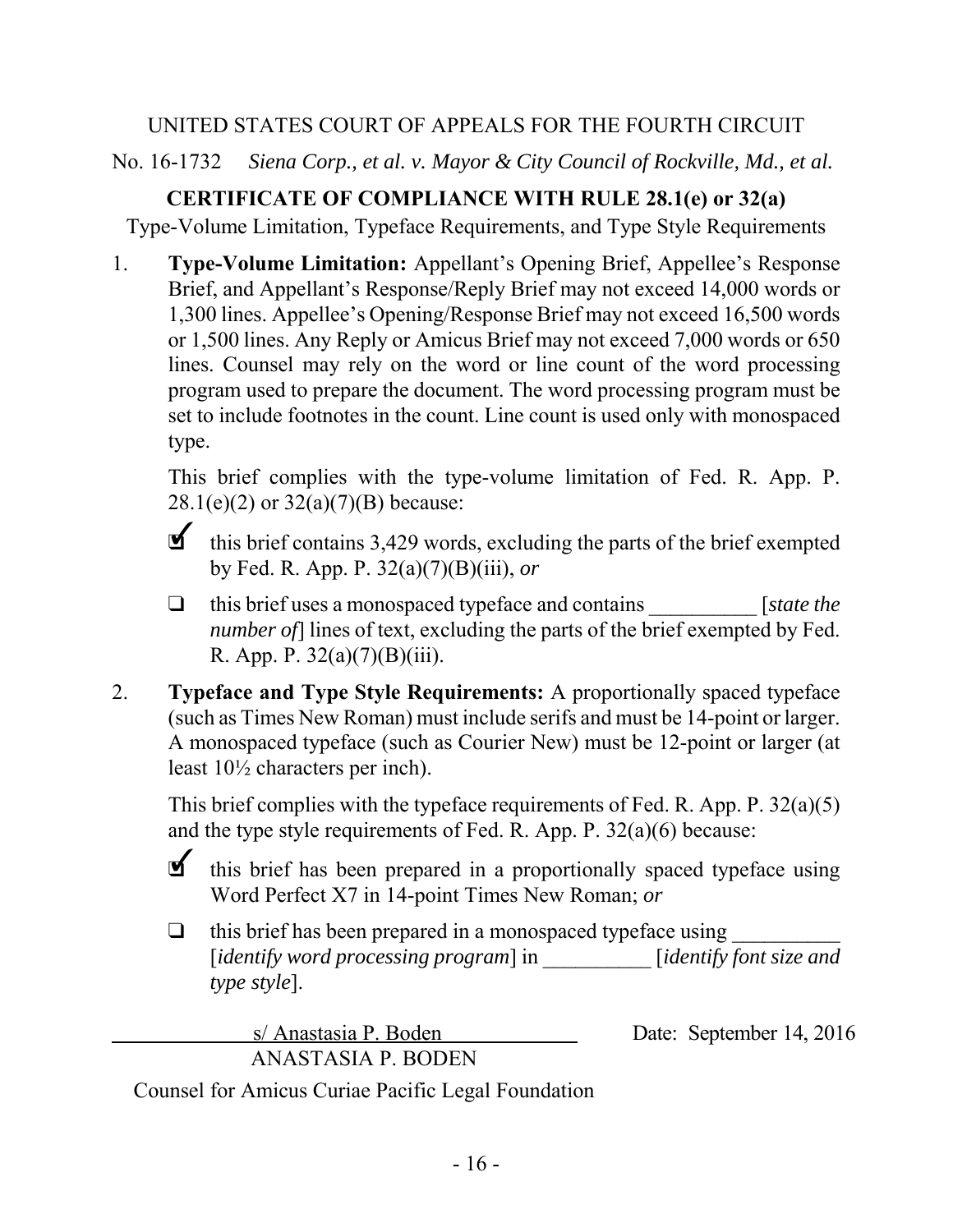UNITED STATES COURT OF APPEALS FOR THE FOURTH CIRCUIT

No. 16-1732 *Siena Corp., et al. v. Mayor & City Council of Rockville, Md., et al.*

**CERTIFICATE OF COMPLIANCE WITH RULE 28.1(e) or 32(a)**

Type-Volume Limitation, Typeface Requirements, and Type Style Requirements

1. **Type-Volume Limitation:** Appellant's Opening Brief, Appellee's Response Brief, and Appellant's Response/Reply Brief may not exceed 14,000 words or 1,300 lines. Appellee's Opening/Response Brief may not exceed 16,500 words or 1,500 lines. Any Reply or Amicus Brief may not exceed 7,000 words or 650 lines. Counsel may rely on the word or line count of the word processing program used to prepare the document. The word processing program must be set to include footnotes in the count. Line count is used only with monospaced type.

   This brief complies with the type-volume limitation of Fed. R. App. P. 28.1(e)(2) or 32(a)(7)(B) because:

   - [x] this brief contains 3,429 words, excluding the parts of the brief exempted by Fed. R. App. P. 32(a)(7)(B)(iii), *or*
   - [ ] this brief uses a monospaced typeface and contains __________ [*state the number of*] lines of text, excluding the parts of the brief exempted by Fed. R. App. P. 32(a)(7)(B)(iii).

2. **Typeface and Type Style Requirements:** A proportionally spaced typeface (such as Times New Roman) must include serifs and must be 14-point or larger. A monospaced typeface (such as Courier New) must be 12-point or larger (at least 10½ characters per inch).

   This brief complies with the typeface requirements of Fed. R. App. P. 32(a)(5) and the type style requirements of Fed. R. App. P. 32(a)(6) because:

   - [x] this brief has been prepared in a proportionally spaced typeface using Word Perfect X7 in 14-point Times New Roman; *or*
   - [ ] this brief has been prepared in a monospaced typeface using __________ [*identify word processing program*] in __________ [*identify font size and type style*].

s/ Anastasia P. Boden
ANASTASIA P. BODEN

Date: September 14, 2016

Counsel for Amicus Curiae Pacific Legal Foundation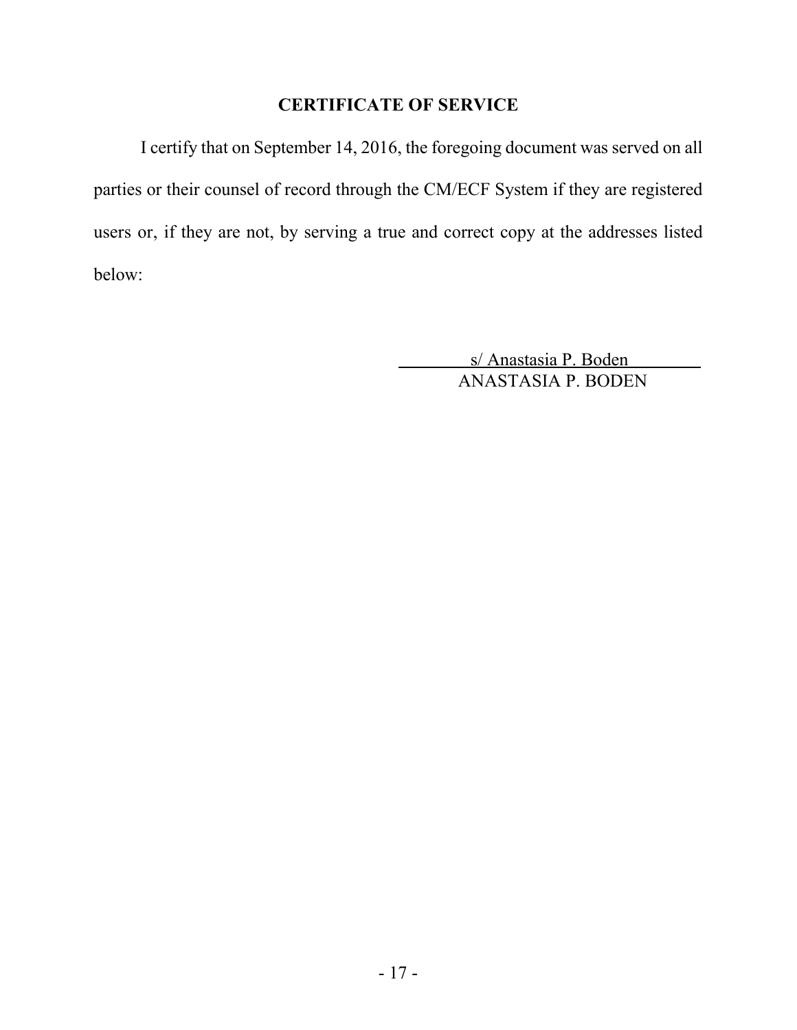## CERTIFICATE OF SERVICE

I certify that on September 14, 2016, the foregoing document was served on all parties or their counsel of record through the CM/ECF System if they are registered users or, if they are not, by serving a true and correct copy at the addresses listed below:

s/ Anastasia P. Boden
ANASTASIA P. BODEN